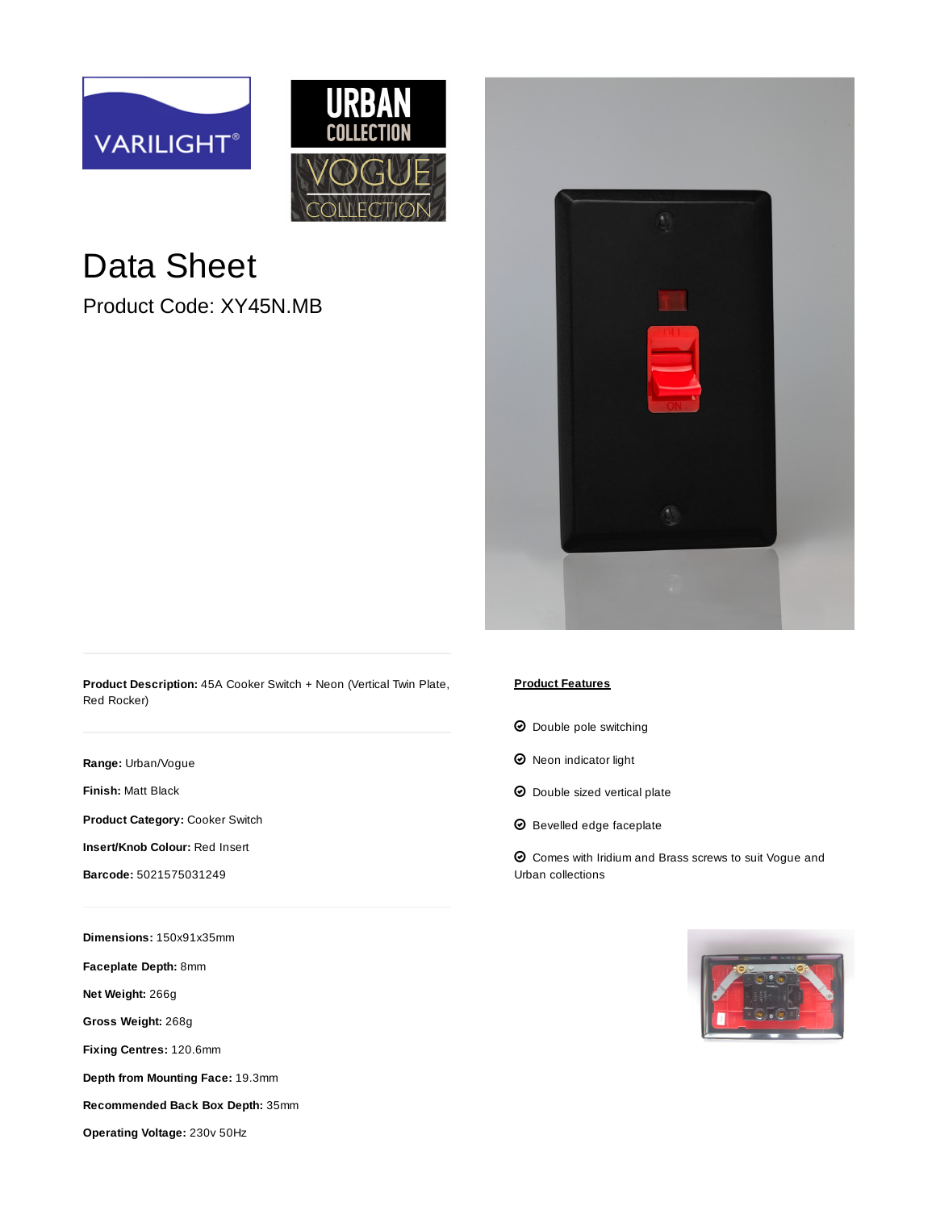# Data Sheet

## Product Code: XY45N.MB

**Product Description:** 45A Cooker Switch + Neon (Vertical Twin Plate, Red Rocker)

**Range:** Urban/Vogue

**Finish:** Matt Black

**Product Category:** Cooker Switch

**Insert/Knob Colour:** Red Insert

**Barcode:** 5021575031249

**Dimensions:** 150x91x35mm

**Faceplate Depth:** 8mm

**Net Weight:** 266g

**Gross Weight:** 268g

**Fixing Centres:** 120.6mm

**Depth from Mounting Face:** 19.3mm

**Recommended Back Box Depth:** 35mm

**Operating Voltage:** 230v 50Hz

**Product Features**

- Double pole switching
- Neon indicator light
- Double sized vertical plate
- Bevelled edge faceplate
- Comes with Iridium and Brass screws to suit Vogue and Urban collections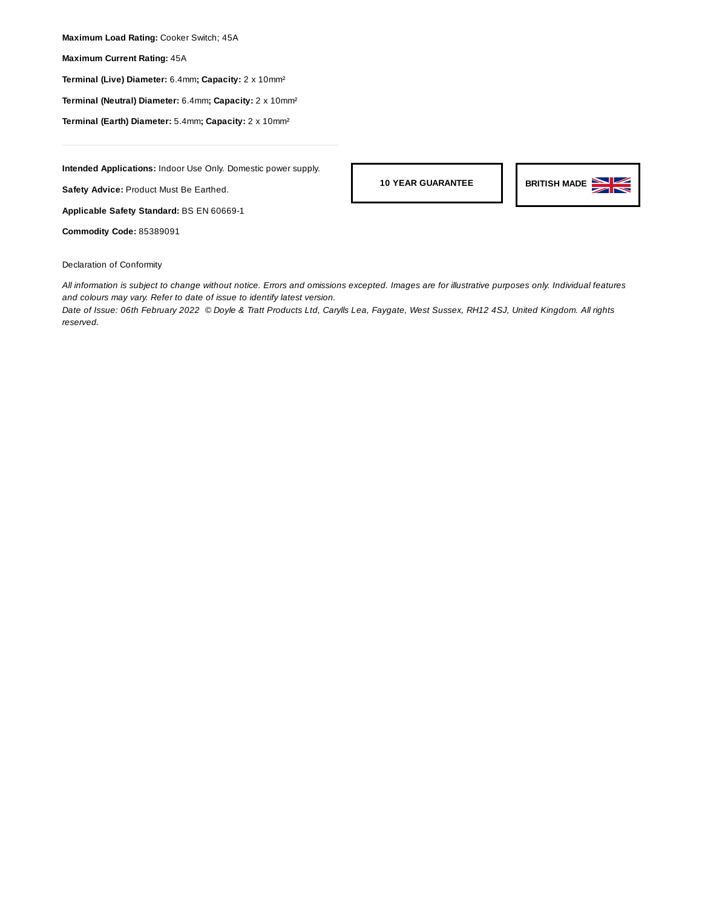**Maximum Load Rating:** Cooker Switch; 45A

**Maximum Current Rating:** 45A

**Terminal (Live) Diameter:** 6.4mm**; Capacity:** 2 x 10mm²

**Terminal (Neutral) Diameter:** 6.4mm**; Capacity:** 2 x 10mm²

**Terminal (Earth) Diameter:** 5.4mm**; Capacity:** 2 x 10mm²

---

**Intended Applications:** Indoor Use Only. Domestic power supply.

**Safety Advice:** Product Must Be Earthed.

**Applicable Safety Standard:** BS EN 60669-1

**Commodity Code:** 85389091

**10 YEAR GUARANTEE**

**BRITISH MADE**

Declaration of Conformity

*All information is subject to change without notice. Errors and omissions excepted. Images are for illustrative purposes only. Individual features and colours may vary. Refer to date of issue to identify latest version.*
*Date of Issue: 06th February 2022 © Doyle & Tratt Products Ltd, Carylls Lea, Faygate, West Sussex, RH12 4SJ, United Kingdom. All rights reserved.*